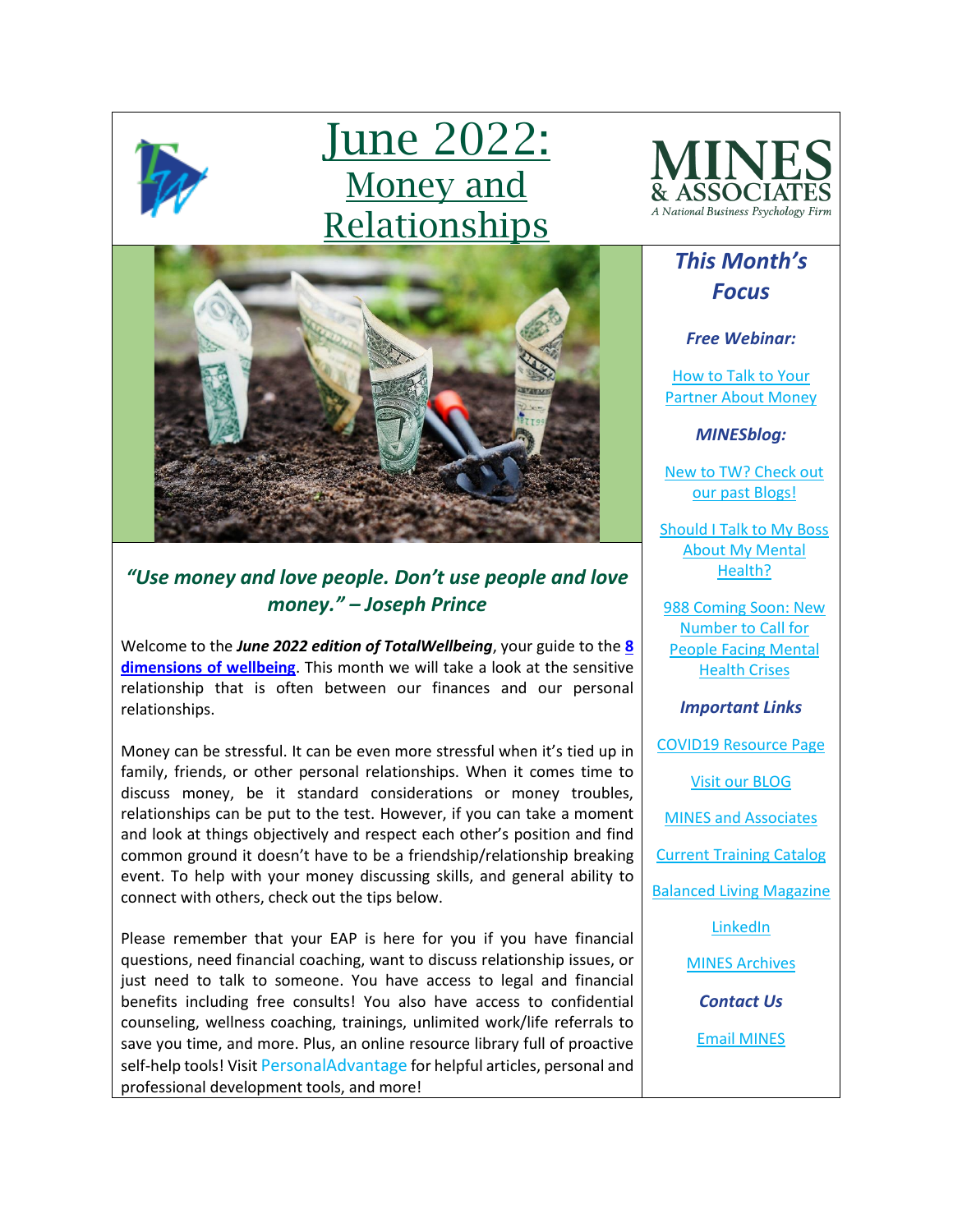# June 2022: Money and Relationships

MINES & ASSOCIATES
A National Business Psychology Firm

***"Use money and love people. Don't use people and love money." – Joseph Prince***

Welcome to the ***June 2022 edition of TotalWellbeing***, your guide to the **8 dimensions of wellbeing**. This month we will take a look at the sensitive relationship that is often between our finances and our personal relationships.

Money can be stressful. It can be even more stressful when it's tied up in family, friends, or other personal relationships. When it comes time to discuss money, be it standard considerations or money troubles, relationships can be put to the test. However, if you can take a moment and look at things objectively and respect each other's position and find common ground it doesn't have to be a friendship/relationship breaking event. To help with your money discussing skills, and general ability to connect with others, check out the tips below.

Please remember that your EAP is here for you if you have financial questions, need financial coaching, want to discuss relationship issues, or just need to talk to someone. You have access to legal and financial benefits including free consults! You also have access to confidential counseling, wellness coaching, trainings, unlimited work/life referrals to save you time, and more. Plus, an online resource library full of proactive self-help tools! Visit PersonalAdvantage for helpful articles, personal and professional development tools, and more!

## *This Month's Focus*

***Free Webinar:***

How to Talk to Your Partner About Money

***MINESblog:***

New to TW? Check out our past Blogs!

Should I Talk to My Boss About My Mental Health?

988 Coming Soon: New Number to Call for People Facing Mental Health Crises

***Important Links***

COVID19 Resource Page

Visit our BLOG

MINES and Associates

Current Training Catalog

Balanced Living Magazine

LinkedIn

MINES Archives

***Contact Us***

Email MINES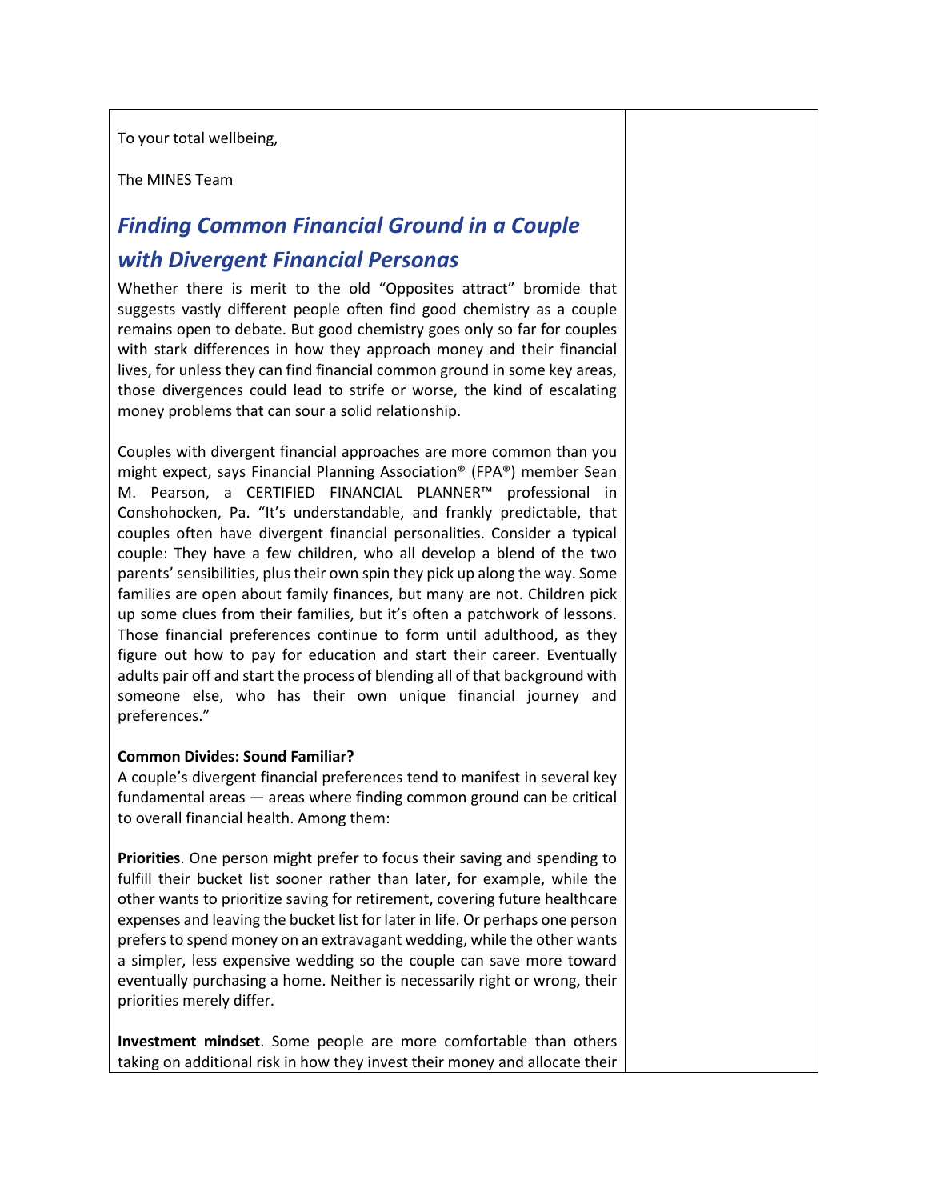To your total wellbeing,

The MINES Team

## *Finding Common Financial Ground in a Couple with Divergent Financial Personas*

Whether there is merit to the old "Opposites attract" bromide that suggests vastly different people often find good chemistry as a couple remains open to debate. But good chemistry goes only so far for couples with stark differences in how they approach money and their financial lives, for unless they can find financial common ground in some key areas, those divergences could lead to strife or worse, the kind of escalating money problems that can sour a solid relationship.

Couples with divergent financial approaches are more common than you might expect, says Financial Planning Association® (FPA®) member Sean M. Pearson, a CERTIFIED FINANCIAL PLANNER™ professional in Conshohocken, Pa. "It's understandable, and frankly predictable, that couples often have divergent financial personalities. Consider a typical couple: They have a few children, who all develop a blend of the two parents' sensibilities, plus their own spin they pick up along the way. Some families are open about family finances, but many are not. Children pick up some clues from their families, but it's often a patchwork of lessons. Those financial preferences continue to form until adulthood, as they figure out how to pay for education and start their career. Eventually adults pair off and start the process of blending all of that background with someone else, who has their own unique financial journey and preferences."

**Common Divides: Sound Familiar?**

A couple's divergent financial preferences tend to manifest in several key fundamental areas — areas where finding common ground can be critical to overall financial health. Among them:

**Priorities**. One person might prefer to focus their saving and spending to fulfill their bucket list sooner rather than later, for example, while the other wants to prioritize saving for retirement, covering future healthcare expenses and leaving the bucket list for later in life. Or perhaps one person prefers to spend money on an extravagant wedding, while the other wants a simpler, less expensive wedding so the couple can save more toward eventually purchasing a home. Neither is necessarily right or wrong, their priorities merely differ.

**Investment mindset**. Some people are more comfortable than others taking on additional risk in how they invest their money and allocate their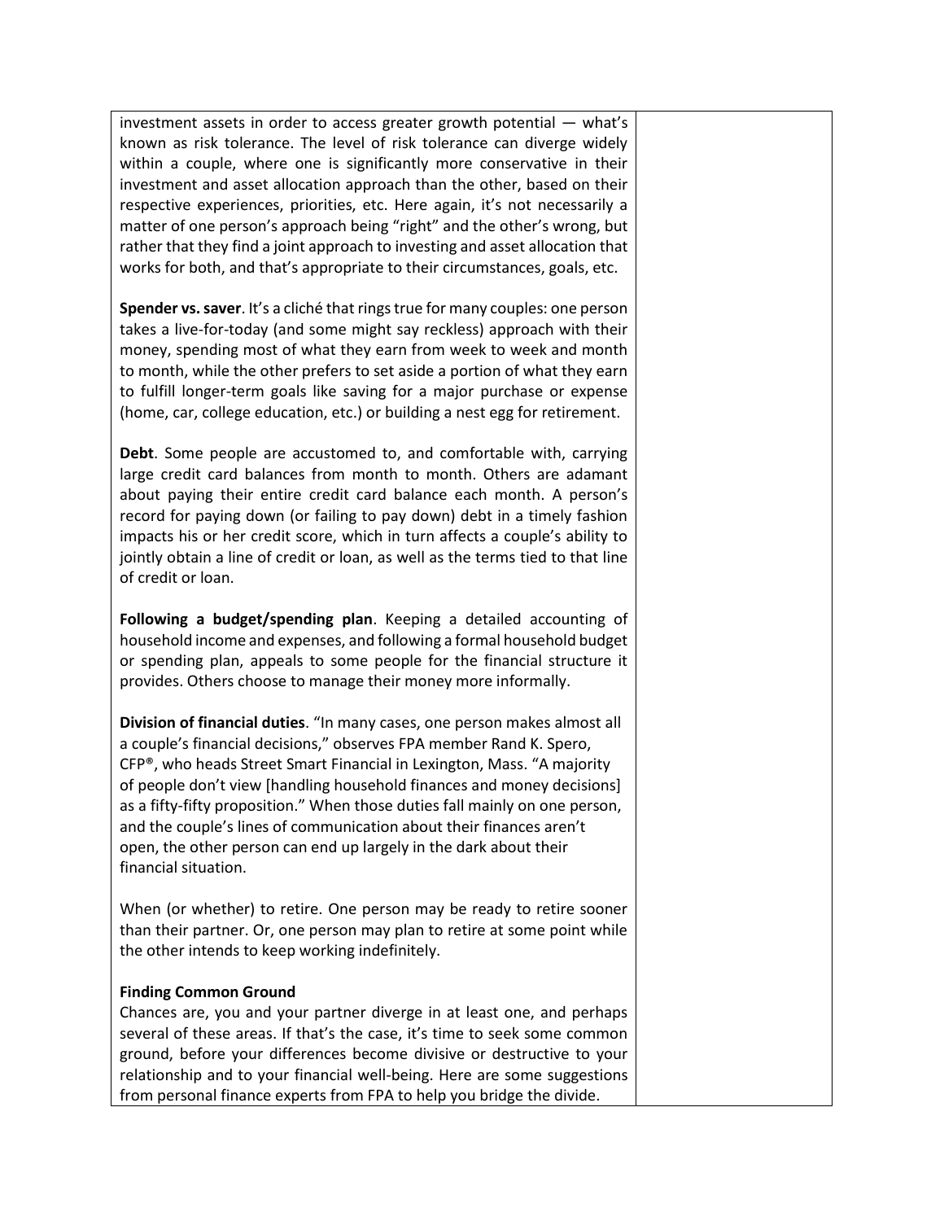investment assets in order to access greater growth potential — what's known as risk tolerance. The level of risk tolerance can diverge widely within a couple, where one is significantly more conservative in their investment and asset allocation approach than the other, based on their respective experiences, priorities, etc. Here again, it's not necessarily a matter of one person's approach being "right" and the other's wrong, but rather that they find a joint approach to investing and asset allocation that works for both, and that's appropriate to their circumstances, goals, etc.

**Spender vs. saver**. It's a cliché that rings true for many couples: one person takes a live-for-today (and some might say reckless) approach with their money, spending most of what they earn from week to week and month to month, while the other prefers to set aside a portion of what they earn to fulfill longer-term goals like saving for a major purchase or expense (home, car, college education, etc.) or building a nest egg for retirement.

**Debt**. Some people are accustomed to, and comfortable with, carrying large credit card balances from month to month. Others are adamant about paying their entire credit card balance each month. A person's record for paying down (or failing to pay down) debt in a timely fashion impacts his or her credit score, which in turn affects a couple's ability to jointly obtain a line of credit or loan, as well as the terms tied to that line of credit or loan.

**Following a budget/spending plan**. Keeping a detailed accounting of household income and expenses, and following a formal household budget or spending plan, appeals to some people for the financial structure it provides. Others choose to manage their money more informally.

**Division of financial duties**. "In many cases, one person makes almost all a couple's financial decisions," observes FPA member Rand K. Spero, CFP®, who heads Street Smart Financial in Lexington, Mass. "A majority of people don't view [handling household finances and money decisions] as a fifty-fifty proposition." When those duties fall mainly on one person, and the couple's lines of communication about their finances aren't open, the other person can end up largely in the dark about their financial situation.

When (or whether) to retire. One person may be ready to retire sooner than their partner. Or, one person may plan to retire at some point while the other intends to keep working indefinitely.

**Finding Common Ground**

Chances are, you and your partner diverge in at least one, and perhaps several of these areas. If that's the case, it's time to seek some common ground, before your differences become divisive or destructive to your relationship and to your financial well-being. Here are some suggestions from personal finance experts from FPA to help you bridge the divide.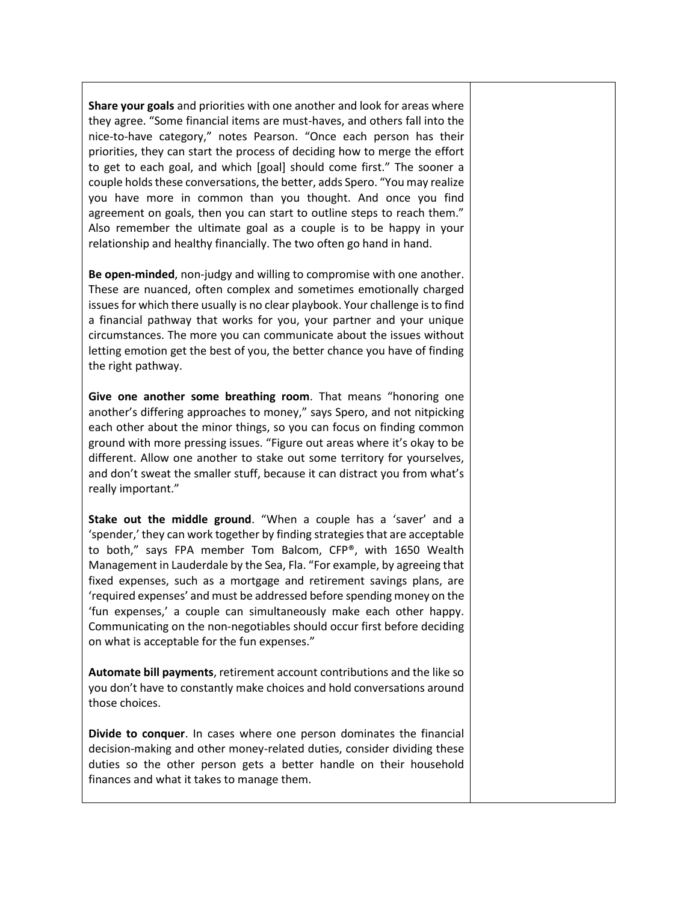**Share your goals** and priorities with one another and look for areas where they agree. “Some financial items are must-haves, and others fall into the nice-to-have category,” notes Pearson. “Once each person has their priorities, they can start the process of deciding how to merge the effort to get to each goal, and which [goal] should come first.” The sooner a couple holds these conversations, the better, adds Spero. “You may realize you have more in common than you thought. And once you find agreement on goals, then you can start to outline steps to reach them.” Also remember the ultimate goal as a couple is to be happy in your relationship and healthy financially. The two often go hand in hand.

**Be open-minded**, non-judgy and willing to compromise with one another. These are nuanced, often complex and sometimes emotionally charged issues for which there usually is no clear playbook. Your challenge is to find a financial pathway that works for you, your partner and your unique circumstances. The more you can communicate about the issues without letting emotion get the best of you, the better chance you have of finding the right pathway.

**Give one another some breathing room**. That means “honoring one another’s differing approaches to money,” says Spero, and not nitpicking each other about the minor things, so you can focus on finding common ground with more pressing issues. “Figure out areas where it’s okay to be different. Allow one another to stake out some territory for yourselves, and don’t sweat the smaller stuff, because it can distract you from what’s really important.”

**Stake out the middle ground**. “When a couple has a ‘saver’ and a ‘spender,’ they can work together by finding strategies that are acceptable to both,” says FPA member Tom Balcom, CFP®, with 1650 Wealth Management in Lauderdale by the Sea, Fla. “For example, by agreeing that fixed expenses, such as a mortgage and retirement savings plans, are ‘required expenses’ and must be addressed before spending money on the ‘fun expenses,’ a couple can simultaneously make each other happy. Communicating on the non-negotiables should occur first before deciding on what is acceptable for the fun expenses.”

**Automate bill payments**, retirement account contributions and the like so you don’t have to constantly make choices and hold conversations around those choices.

**Divide to conquer**. In cases where one person dominates the financial decision-making and other money-related duties, consider dividing these duties so the other person gets a better handle on their household finances and what it takes to manage them.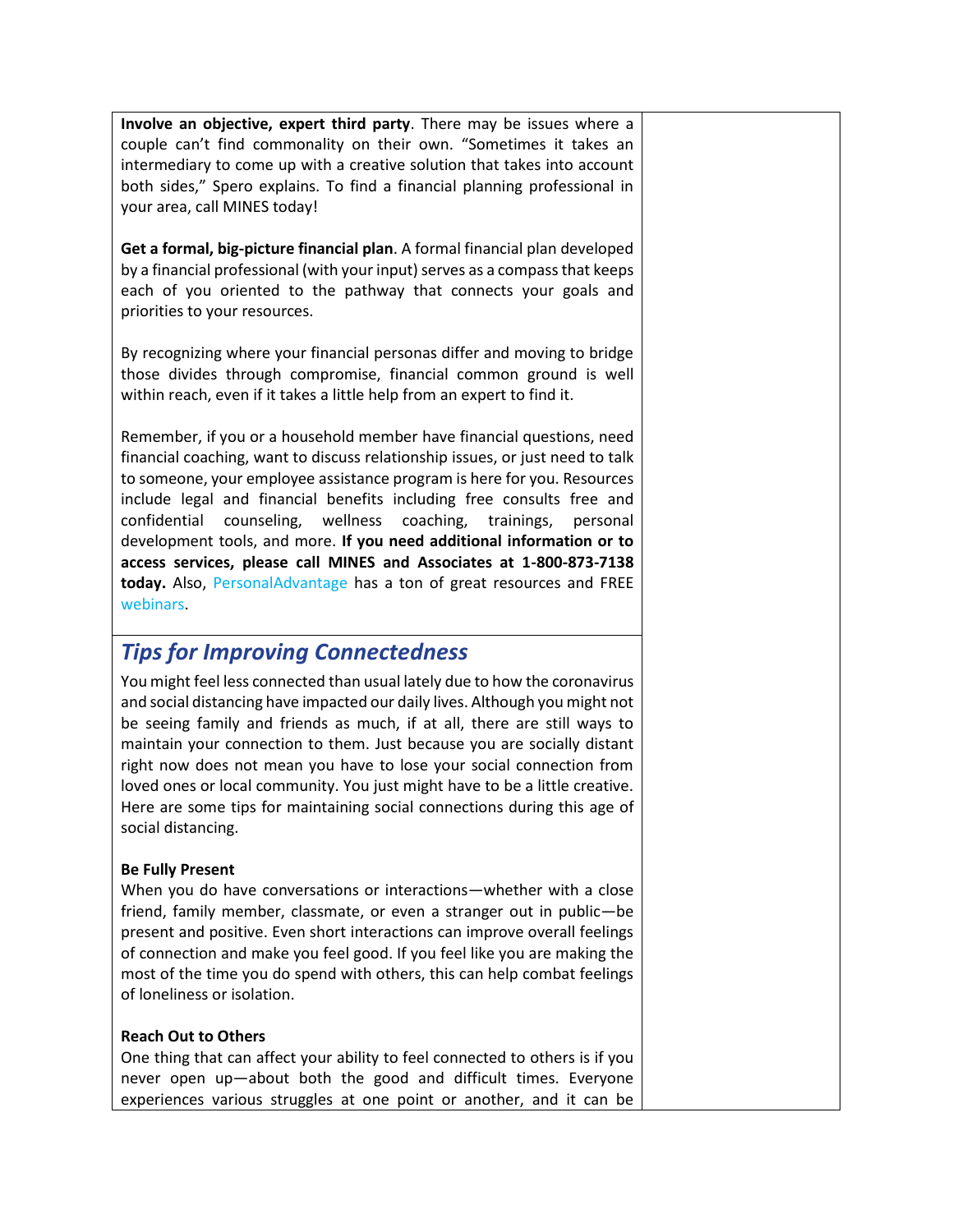**Involve an objective, expert third party**. There may be issues where a couple can't find commonality on their own. "Sometimes it takes an intermediary to come up with a creative solution that takes into account both sides," Spero explains. To find a financial planning professional in your area, call MINES today!

**Get a formal, big-picture financial plan**. A formal financial plan developed by a financial professional (with your input) serves as a compass that keeps each of you oriented to the pathway that connects your goals and priorities to your resources.

By recognizing where your financial personas differ and moving to bridge those divides through compromise, financial common ground is well within reach, even if it takes a little help from an expert to find it.

Remember, if you or a household member have financial questions, need financial coaching, want to discuss relationship issues, or just need to talk to someone, your employee assistance program is here for you. Resources include legal and financial benefits including free consults free and confidential counseling, wellness coaching, trainings, personal development tools, and more. **If you need additional information or to access services, please call MINES and Associates at 1-800-873-7138 today.** Also, PersonalAdvantage has a ton of great resources and FREE webinars.

## *Tips for Improving Connectedness*

You might feel less connected than usual lately due to how the coronavirus and social distancing have impacted our daily lives. Although you might not be seeing family and friends as much, if at all, there are still ways to maintain your connection to them. Just because you are socially distant right now does not mean you have to lose your social connection from loved ones or local community. You just might have to be a little creative. Here are some tips for maintaining social connections during this age of social distancing.

**Be Fully Present**

When you do have conversations or interactions—whether with a close friend, family member, classmate, or even a stranger out in public—be present and positive. Even short interactions can improve overall feelings of connection and make you feel good. If you feel like you are making the most of the time you do spend with others, this can help combat feelings of loneliness or isolation.

**Reach Out to Others**

One thing that can affect your ability to feel connected to others is if you never open up—about both the good and difficult times. Everyone experiences various struggles at one point or another, and it can be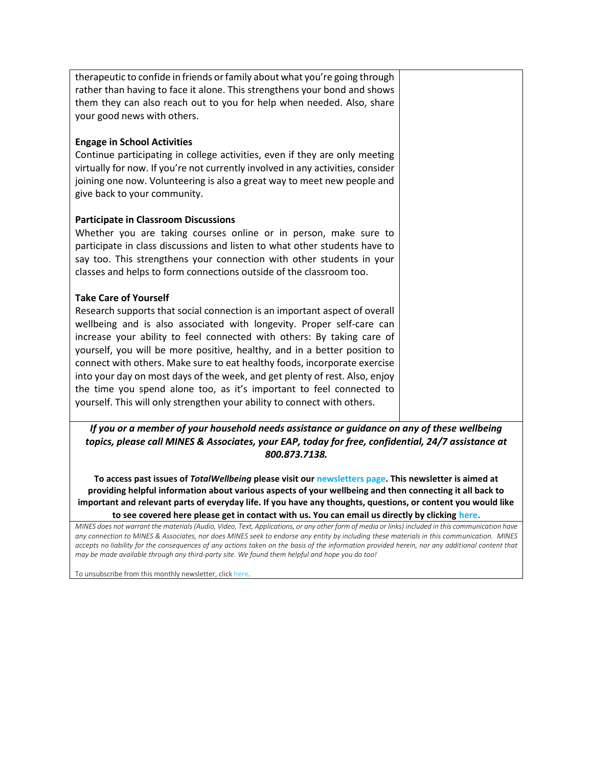therapeutic to confide in friends or family about what you're going through rather than having to face it alone. This strengthens your bond and shows them they can also reach out to you for help when needed. Also, share your good news with others.

**Engage in School Activities**

Continue participating in college activities, even if they are only meeting virtually for now. If you're not currently involved in any activities, consider joining one now. Volunteering is also a great way to meet new people and give back to your community.

**Participate in Classroom Discussions**

Whether you are taking courses online or in person, make sure to participate in class discussions and listen to what other students have to say too. This strengthens your connection with other students in your classes and helps to form connections outside of the classroom too.

**Take Care of Yourself**

Research supports that social connection is an important aspect of overall wellbeing and is also associated with longevity. Proper self-care can increase your ability to feel connected with others: By taking care of yourself, you will be more positive, healthy, and in a better position to connect with others. Make sure to eat healthy foods, incorporate exercise into your day on most days of the week, and get plenty of rest. Also, enjoy the time you spend alone too, as it's important to feel connected to yourself. This will only strengthen your ability to connect with others.

***If you or a member of your household needs assistance or guidance on any of these wellbeing topics, please call MINES & Associates, your EAP, today for free, confidential, 24/7 assistance at 800.873.7138.***

**To access past issues of *TotalWellbeing* please visit our newsletters page. This newsletter is aimed at providing helpful information about various aspects of your wellbeing and then connecting it all back to important and relevant parts of everyday life. If you have any thoughts, questions, or content you would like to see covered here please get in contact with us. You can email us directly by clicking here.**

*MINES does not warrant the materials (Audio, Video, Text, Applications, or any other form of media or links) included in this communication have any connection to MINES & Associates, nor does MINES seek to endorse any entity by including these materials in this communication. MINES accepts no liability for the consequences of any actions taken on the basis of the information provided herein, nor any additional content that may be made available through any third-party site. We found them helpful and hope you do too!*

To unsubscribe from this monthly newsletter, click here.